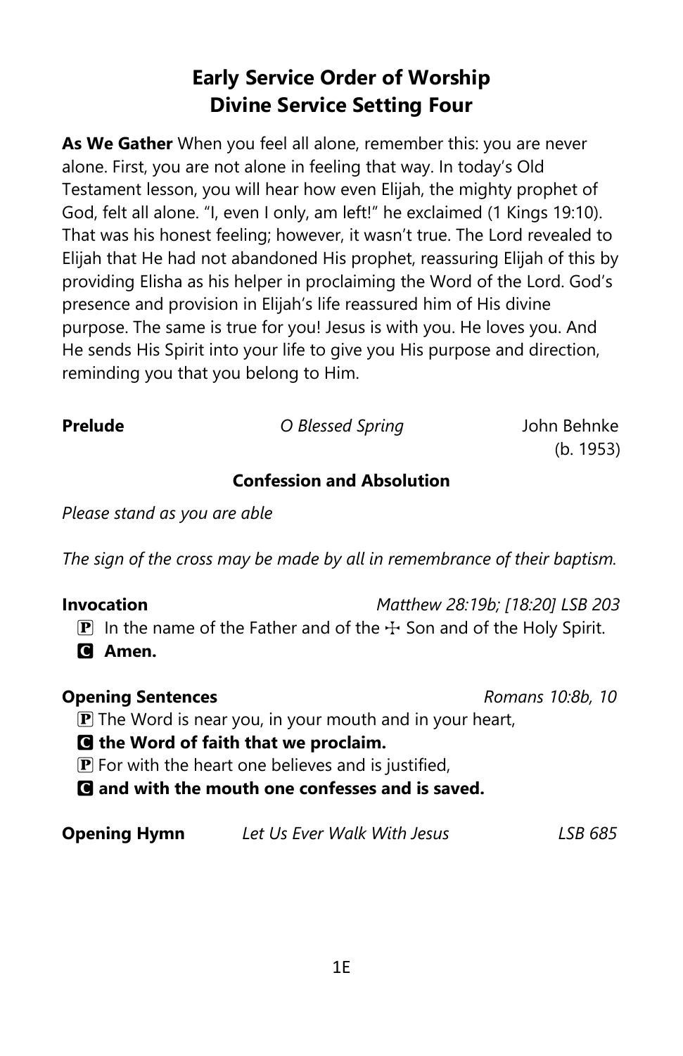# Early Service Order of Worship
# Divine Service Setting Four

**As We Gather** When you feel all alone, remember this: you are never alone. First, you are not alone in feeling that way. In today's Old Testament lesson, you will hear how even Elijah, the mighty prophet of God, felt all alone. "I, even I only, am left!" he exclaimed (1 Kings 19:10). That was his honest feeling; however, it wasn't true. The Lord revealed to Elijah that He had not abandoned His prophet, reassuring Elijah of this by providing Elisha as his helper in proclaiming the Word of the Lord. God's presence and provision in Elijah's life reassured him of His divine purpose. The same is true for you! Jesus is with you. He loves you. And He sends His Spirit into your life to give you His purpose and direction, reminding you that you belong to Him.

**Prelude** *O Blessed Spring* John Behnke (b. 1953)

### Confession and Absolution

*Please stand as you are able*

*The sign of the cross may be made by all in remembrance of their baptism.*

**Invocation** *Matthew 28:19b; [18:20] LSB 203*

P In the name of the Father and of the ☩ Son and of the Holy Spirit.

C **Amen.**

**Opening Sentences** *Romans 10:8b, 10*

P The Word is near you, in your mouth and in your heart,

C **the Word of faith that we proclaim.**

P For with the heart one believes and is justified,

C **and with the mouth one confesses and is saved.**

**Opening Hymn** *Let Us Ever Walk With Jesus* *LSB 685*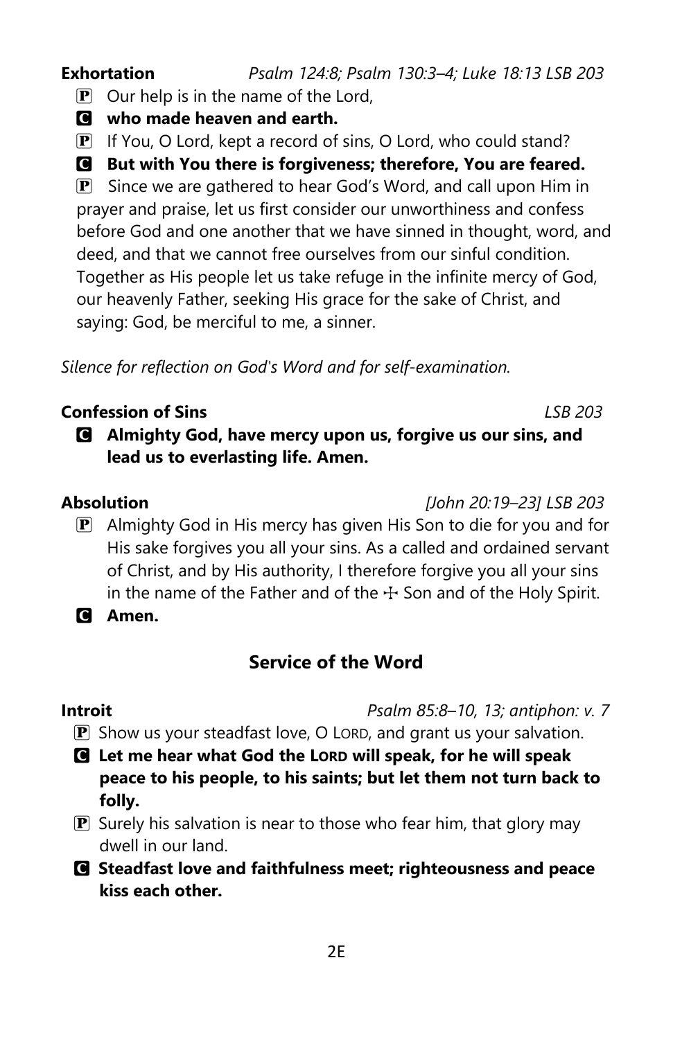**Exhortation** *Psalm 124:8; Psalm 130:3–4; Luke 18:13 LSB 203*

P Our help is in the name of the Lord,

C **who made heaven and earth.**

P If You, O Lord, kept a record of sins, O Lord, who could stand?

C **But with You there is forgiveness; therefore, You are feared.**

P Since we are gathered to hear God's Word, and call upon Him in prayer and praise, let us first consider our unworthiness and confess before God and one another that we have sinned in thought, word, and deed, and that we cannot free ourselves from our sinful condition. Together as His people let us take refuge in the infinite mercy of God, our heavenly Father, seeking His grace for the sake of Christ, and saying: God, be merciful to me, a sinner.

*Silence for reflection on God's Word and for self-examination.*

**Confession of Sins** *LSB 203*

C **Almighty God, have mercy upon us, forgive us our sins, and lead us to everlasting life. Amen.**

**Absolution** *[John 20:19–23] LSB 203*

P Almighty God in His mercy has given His Son to die for you and for His sake forgives you all your sins. As a called and ordained servant of Christ, and by His authority, I therefore forgive you all your sins in the name of the Father and of the ☩ Son and of the Holy Spirit.

C **Amen.**

## Service of the Word

**Introit** *Psalm 85:8–10, 13; antiphon: v. 7*

P Show us your steadfast love, O LORD, and grant us your salvation.

C **Let me hear what God the LORD will speak, for he will speak peace to his people, to his saints; but let them not turn back to folly.**

P Surely his salvation is near to those who fear him, that glory may dwell in our land.

C **Steadfast love and faithfulness meet; righteousness and peace kiss each other.**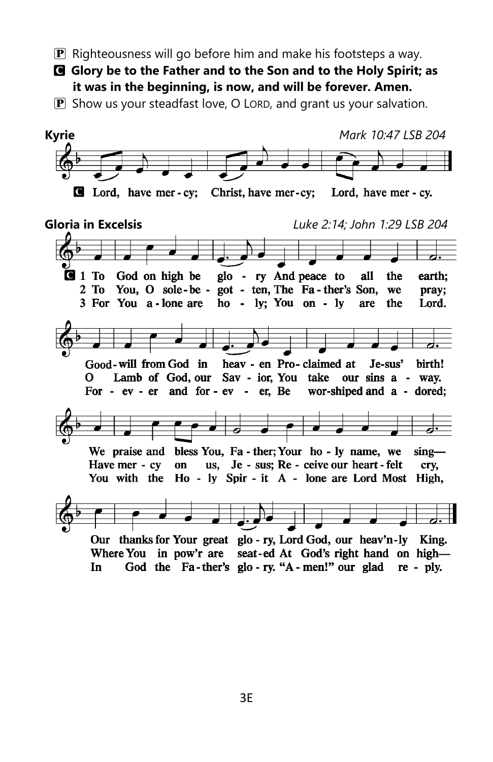**P** Righteousness will go before him and make his footsteps a way.

**C** **Glory be to the Father and to the Son and to the Holy Spirit; as it was in the beginning, is now, and will be forever. Amen.**

**P** Show us your steadfast love, O LORD, and grant us your salvation.

**Kyrie** *Mark 10:47 LSB 204*

**C** Lord, have mer - cy; Christ, have mer - cy; Lord, have mer - cy.

**Gloria in Excelsis** *Luke 2:14; John 1:29 LSB 204*

**C** 1 To God on high be glo - ry And peace to all the earth;
Good - will from God in heav - en Pro - claimed at Je-sus' birth!
We praise and bless You, Fa - ther; Your ho - ly name, we sing—
Our thanks for Your great glo - ry, Lord God, our heav'n - ly King.

2 To You, O sole - be - got - ten, The Fa - ther's Son, we pray;
O Lamb of God, our Sav - ior, You take our sins a - way.
Have mer - cy on us, Je - sus; Re - ceive our heart - felt cry,
Where You in pow'r are seat - ed At God's right hand on high—

3 For You a - lone are ho - ly; You on - ly are the Lord.
For - ev - er and for - ev - er, Be wor-shiped and a - dored;
You with the Ho - ly Spir - it A - lone are Lord Most High,
In God the Fa - ther's glo - ry. "A - men!" our glad re - ply.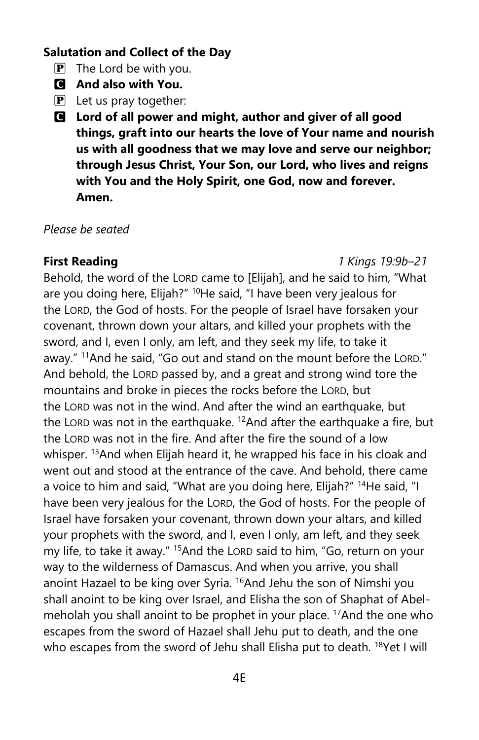**Salutation and Collect of the Day**

P The Lord be with you.

**C And also with You.**

P Let us pray together:

**C Lord of all power and might, author and giver of all good things, graft into our hearts the love of Your name and nourish us with all goodness that we may love and serve our neighbor; through Jesus Christ, Your Son, our Lord, who lives and reigns with You and the Holy Spirit, one God, now and forever. Amen.**

*Please be seated*

**First Reading** *1 Kings 19:9b–21*

Behold, the word of the LORD came to [Elijah], and he said to him, "What are you doing here, Elijah?" [10]He said, "I have been very jealous for the LORD, the God of hosts. For the people of Israel have forsaken your covenant, thrown down your altars, and killed your prophets with the sword, and I, even I only, am left, and they seek my life, to take it away." [11]And he said, "Go out and stand on the mount before the LORD." And behold, the LORD passed by, and a great and strong wind tore the mountains and broke in pieces the rocks before the LORD, but the LORD was not in the wind. And after the wind an earthquake, but the LORD was not in the earthquake. [12]And after the earthquake a fire, but the LORD was not in the fire. And after the fire the sound of a low whisper. [13]And when Elijah heard it, he wrapped his face in his cloak and went out and stood at the entrance of the cave. And behold, there came a voice to him and said, "What are you doing here, Elijah?" [14]He said, "I have been very jealous for the LORD, the God of hosts. For the people of Israel have forsaken your covenant, thrown down your altars, and killed your prophets with the sword, and I, even I only, am left, and they seek my life, to take it away." [15]And the LORD said to him, "Go, return on your way to the wilderness of Damascus. And when you arrive, you shall anoint Hazael to be king over Syria. [16]And Jehu the son of Nimshi you shall anoint to be king over Israel, and Elisha the son of Shaphat of Abel-meholah you shall anoint to be prophet in your place. [17]And the one who escapes from the sword of Hazael shall Jehu put to death, and the one who escapes from the sword of Jehu shall Elisha put to death. [18]Yet I will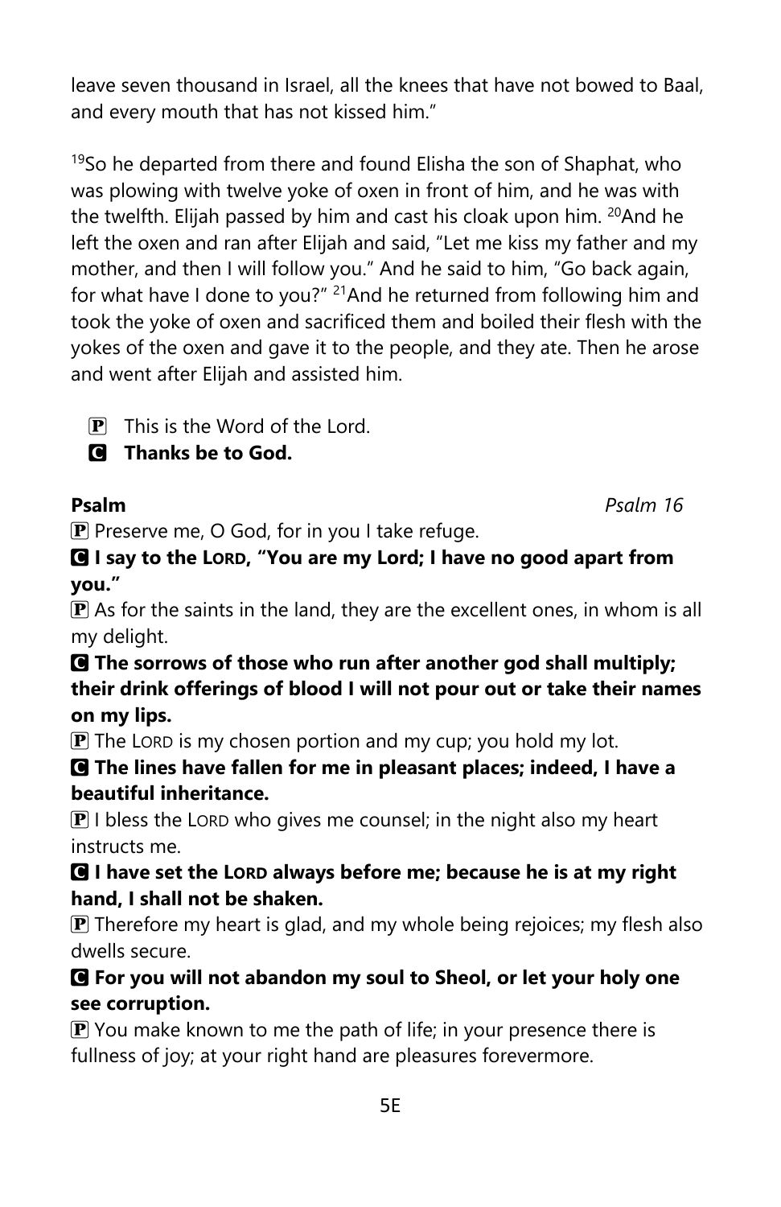leave seven thousand in Israel, all the knees that have not bowed to Baal, and every mouth that has not kissed him."

[19]So he departed from there and found Elisha the son of Shaphat, who was plowing with twelve yoke of oxen in front of him, and he was with the twelfth. Elijah passed by him and cast his cloak upon him. [20]And he left the oxen and ran after Elijah and said, "Let me kiss my father and my mother, and then I will follow you." And he said to him, "Go back again, for what have I done to you?" [21]And he returned from following him and took the yoke of oxen and sacrificed them and boiled their flesh with the yokes of the oxen and gave it to the people, and they ate. Then he arose and went after Elijah and assisted him.

P This is the Word of the Lord.
**C Thanks be to God.**

**Psalm** *Psalm 16*

P Preserve me, O God, for in you I take refuge.
**C I say to the LORD, "You are my Lord; I have no good apart from you."**
P As for the saints in the land, they are the excellent ones, in whom is all my delight.
**C The sorrows of those who run after another god shall multiply; their drink offerings of blood I will not pour out or take their names on my lips.**
P The LORD is my chosen portion and my cup; you hold my lot.
**C The lines have fallen for me in pleasant places; indeed, I have a beautiful inheritance.**
P I bless the LORD who gives me counsel; in the night also my heart instructs me.
**C I have set the LORD always before me; because he is at my right hand, I shall not be shaken.**
P Therefore my heart is glad, and my whole being rejoices; my flesh also dwells secure.
**C For you will not abandon my soul to Sheol, or let your holy one see corruption.**
P You make known to me the path of life; in your presence there is fullness of joy; at your right hand are pleasures forevermore.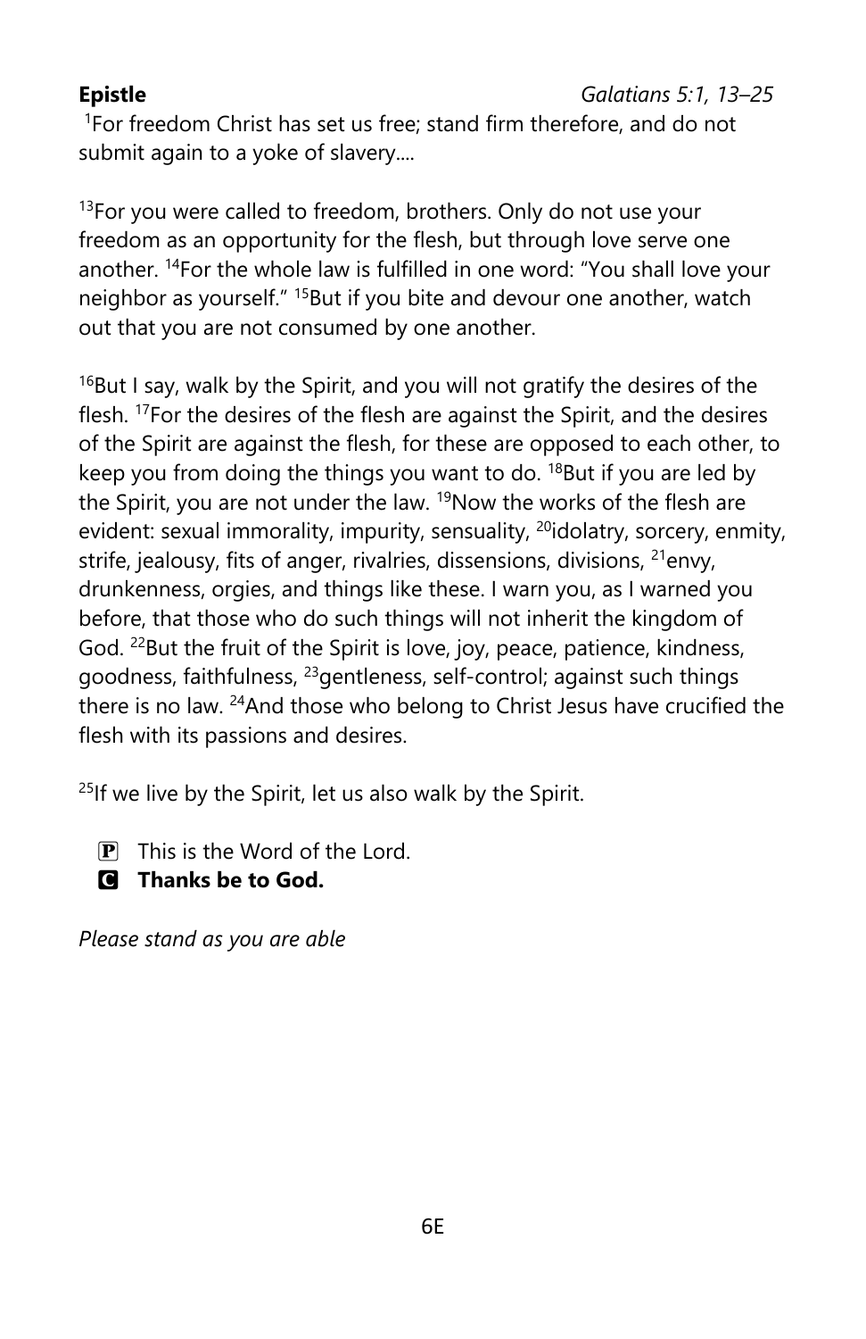**Epistle** *Galatians 5:1, 13–25*

[1]For freedom Christ has set us free; stand firm therefore, and do not submit again to a yoke of slavery....

[13]For you were called to freedom, brothers. Only do not use your freedom as an opportunity for the flesh, but through love serve one another. [14]For the whole law is fulfilled in one word: "You shall love your neighbor as yourself." [15]But if you bite and devour one another, watch out that you are not consumed by one another.

[16]But I say, walk by the Spirit, and you will not gratify the desires of the flesh. [17]For the desires of the flesh are against the Spirit, and the desires of the Spirit are against the flesh, for these are opposed to each other, to keep you from doing the things you want to do. [18]But if you are led by the Spirit, you are not under the law. [19]Now the works of the flesh are evident: sexual immorality, impurity, sensuality, [20]idolatry, sorcery, enmity, strife, jealousy, fits of anger, rivalries, dissensions, divisions, [21]envy, drunkenness, orgies, and things like these. I warn you, as I warned you before, that those who do such things will not inherit the kingdom of God. [22]But the fruit of the Spirit is love, joy, peace, patience, kindness, goodness, faithfulness, [23]gentleness, self-control; against such things there is no law. [24]And those who belong to Christ Jesus have crucified the flesh with its passions and desires.

[25]If we live by the Spirit, let us also walk by the Spirit.

P This is the Word of the Lord.
**C Thanks be to God.**

*Please stand as you are able*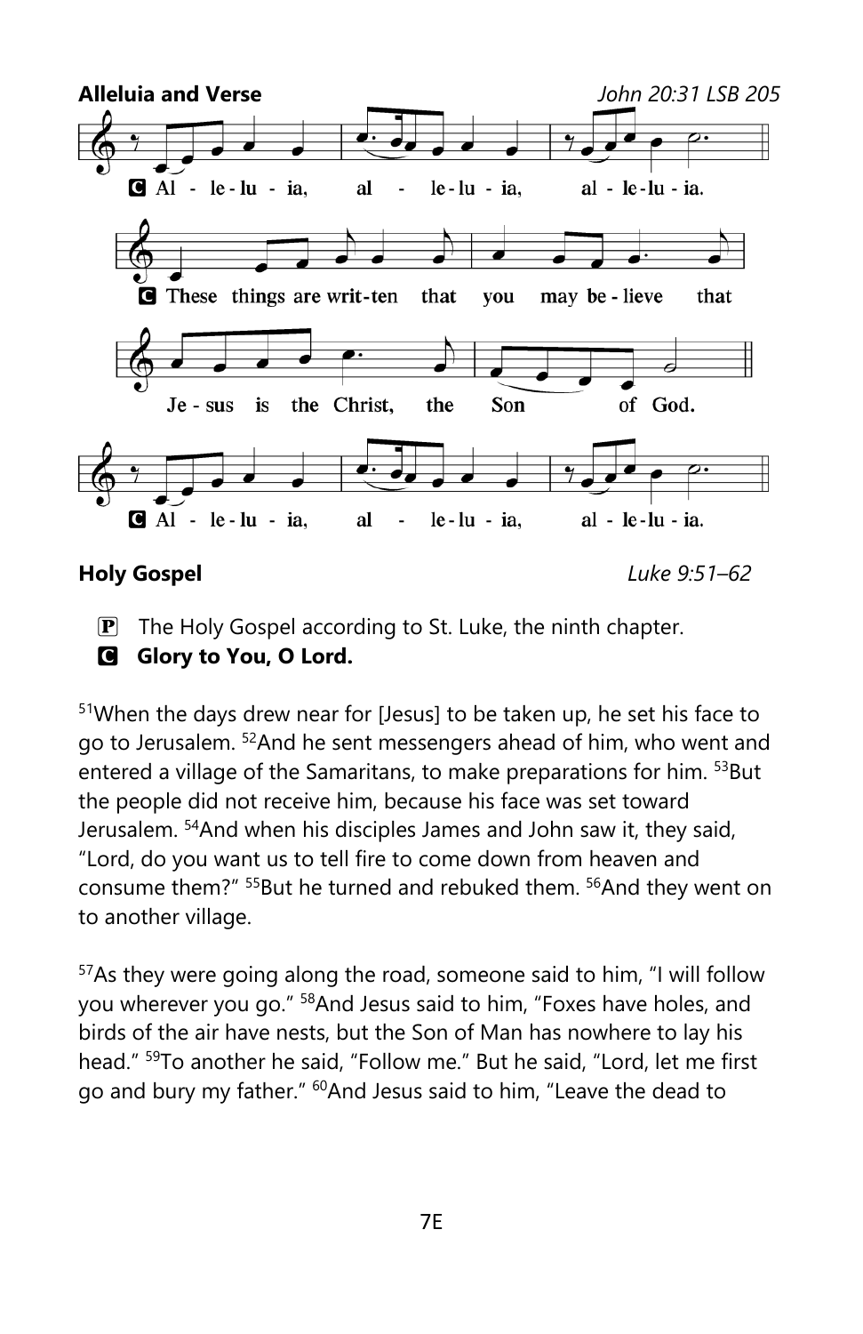**Alleluia and Verse** *John 20:31 LSB 205*

C Al - le - lu - ia, al - le - lu - ia, al - le - lu - ia.

C These things are writ - ten that you may be - lieve that Je - sus is the Christ, the Son of God.

C Al - le - lu - ia, al - le - lu - ia, al - le - lu - ia.

**Holy Gospel** *Luke 9:51–62*

P The Holy Gospel according to St. Luke, the ninth chapter.

C **Glory to You, O Lord.**

51When the days drew near for [Jesus] to be taken up, he set his face to go to Jerusalem. 52And he sent messengers ahead of him, who went and entered a village of the Samaritans, to make preparations for him. 53But the people did not receive him, because his face was set toward Jerusalem. 54And when his disciples James and John saw it, they said, "Lord, do you want us to tell fire to come down from heaven and consume them?" 55But he turned and rebuked them. 56And they went on to another village.

57As they were going along the road, someone said to him, "I will follow you wherever you go." 58And Jesus said to him, "Foxes have holes, and birds of the air have nests, but the Son of Man has nowhere to lay his head." 59To another he said, "Follow me." But he said, "Lord, let me first go and bury my father." 60And Jesus said to him, "Leave the dead to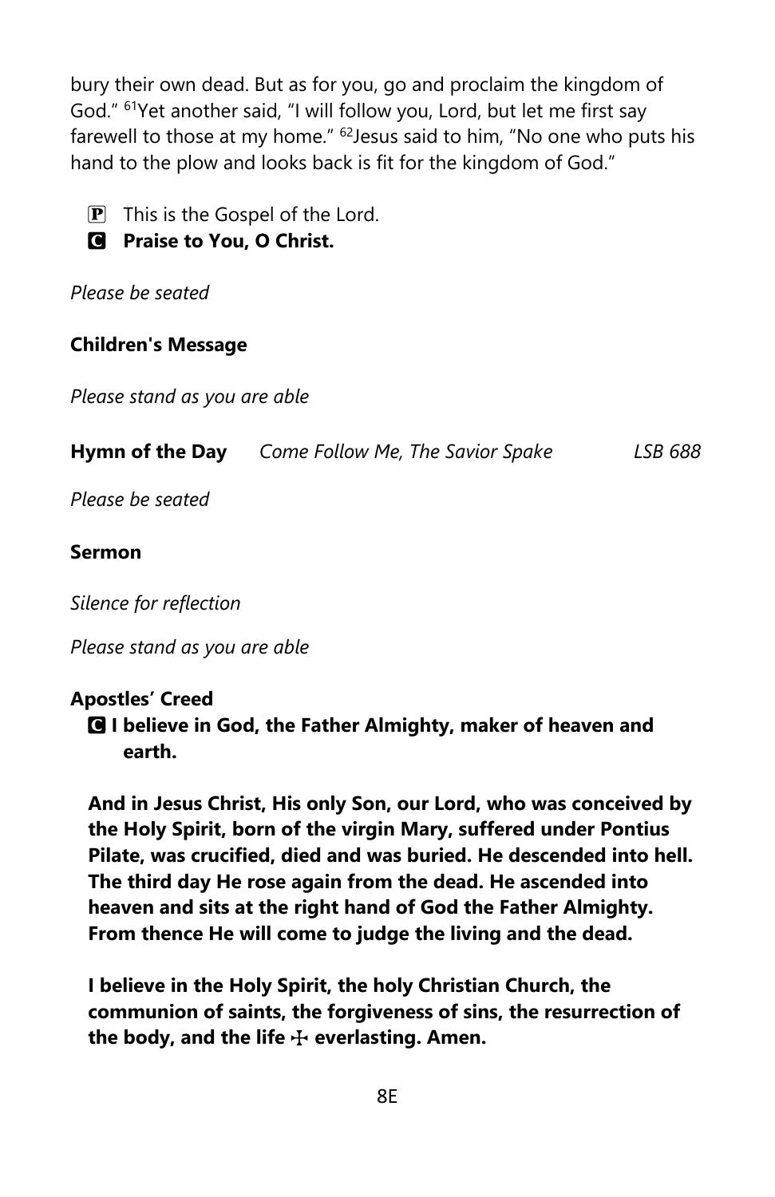bury their own dead. But as for you, go and proclaim the kingdom of God." [61]Yet another said, "I will follow you, Lord, but let me first say farewell to those at my home." [62]Jesus said to him, "No one who puts his hand to the plow and looks back is fit for the kingdom of God."

P This is the Gospel of the Lord.
**C Praise to You, O Christ.**

*Please be seated*

**Children's Message**

*Please stand as you are able*

**Hymn of the Day** *Come Follow Me, The Savior Spake* *LSB 688*

*Please be seated*

**Sermon**

*Silence for reflection*

*Please stand as you are able*

**Apostles' Creed**

**C I believe in God, the Father Almighty, maker of heaven and earth.**

**And in Jesus Christ, His only Son, our Lord, who was conceived by the Holy Spirit, born of the virgin Mary, suffered under Pontius Pilate, was crucified, died and was buried. He descended into hell. The third day He rose again from the dead. He ascended into heaven and sits at the right hand of God the Father Almighty. From thence He will come to judge the living and the dead.**

**I believe in the Holy Spirit, the holy Christian Church, the communion of saints, the forgiveness of sins, the resurrection of the body, and the life ☩ everlasting. Amen.**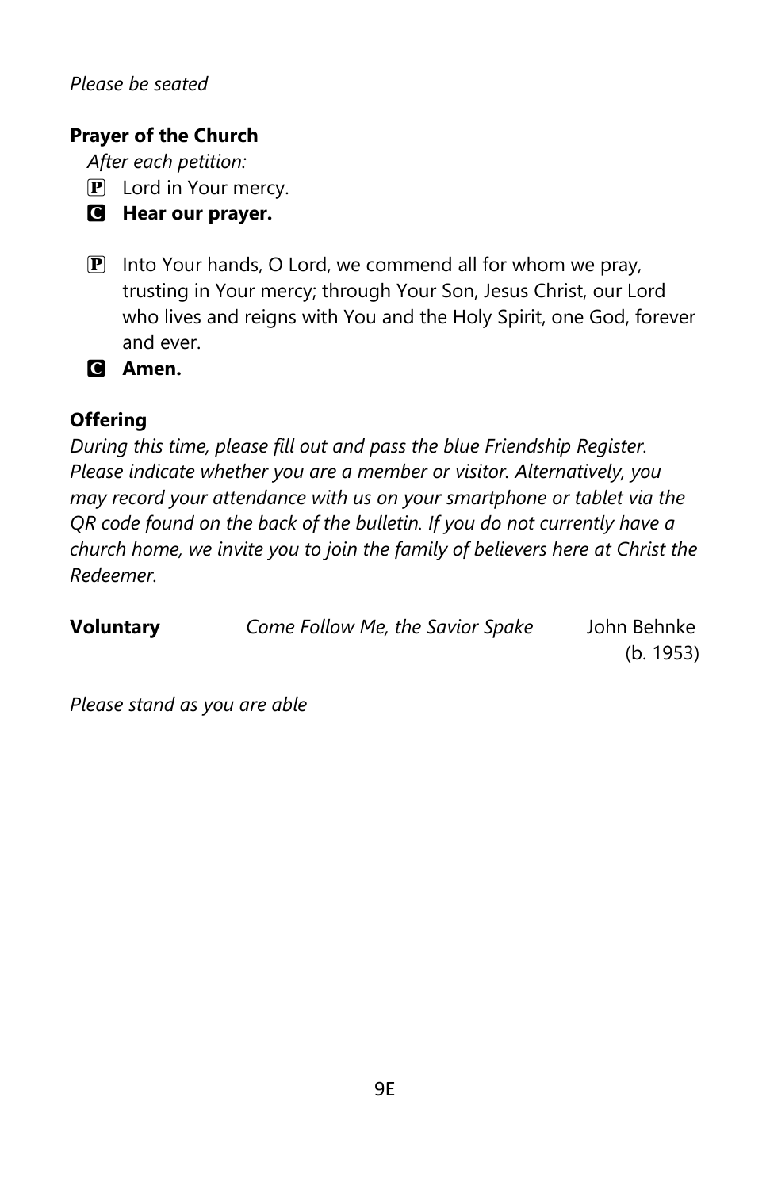*Please be seated*

**Prayer of the Church**

*After each petition:*

P Lord in Your mercy.

C **Hear our prayer.**

P Into Your hands, O Lord, we commend all for whom we pray, trusting in Your mercy; through Your Son, Jesus Christ, our Lord who lives and reigns with You and the Holy Spirit, one God, forever and ever.

C **Amen.**

**Offering**

*During this time, please fill out and pass the blue Friendship Register. Please indicate whether you are a member or visitor. Alternatively, you may record your attendance with us on your smartphone or tablet via the QR code found on the back of the bulletin. If you do not currently have a church home, we invite you to join the family of believers here at Christ the Redeemer.*

**Voluntary** *Come Follow Me, the Savior Spake* John Behnke (b. 1953)

*Please stand as you are able*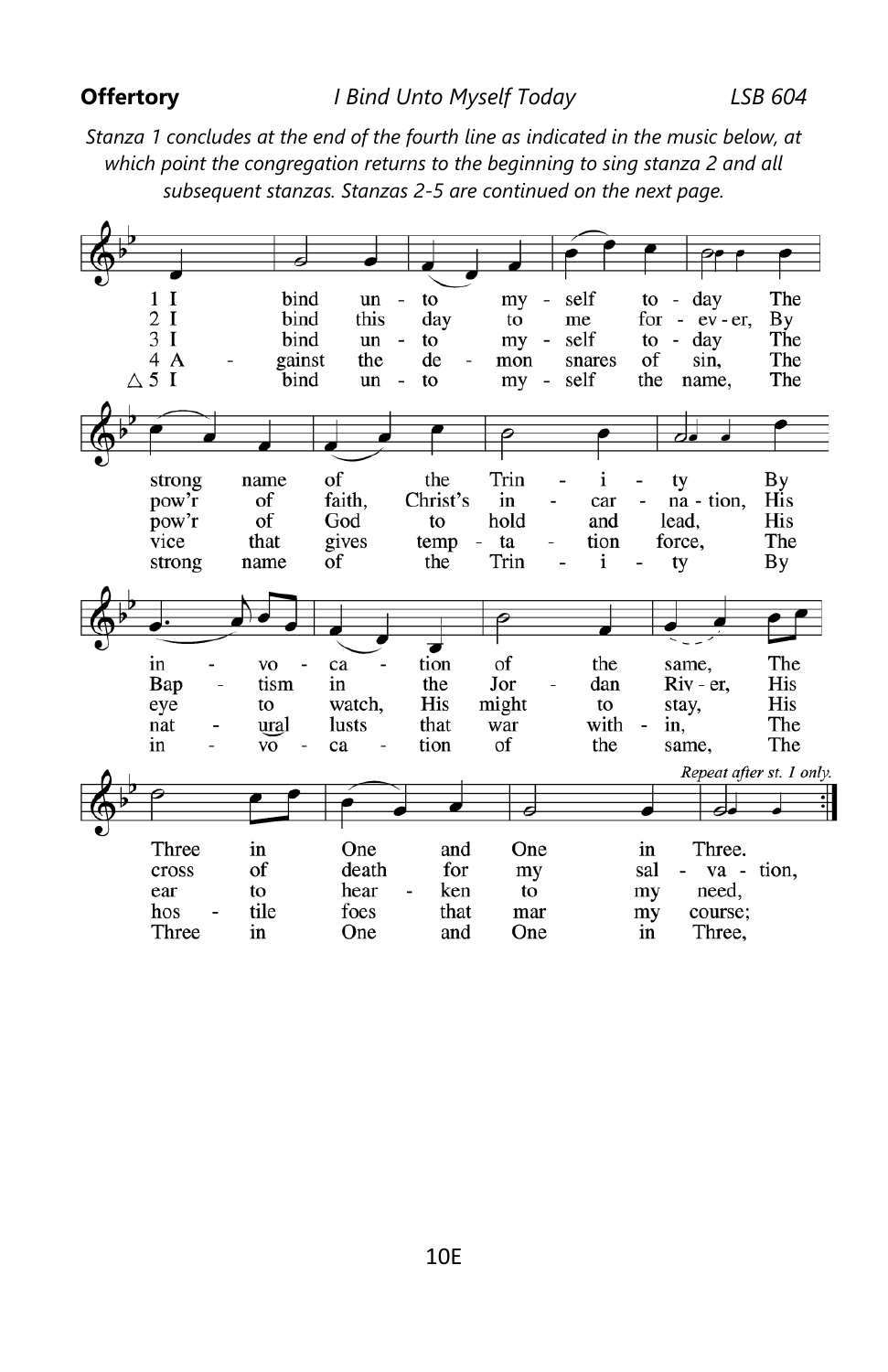**Offertory** *I Bind Unto Myself Today* LSB 604

*Stanza 1 concludes at the end of the fourth line as indicated in the music below, at which point the congregation returns to the beginning to sing stanza 2 and all subsequent stanzas. Stanzas 2-5 are continued on the next page.*

1 I bind unto myself today
The strong name of the Trinity
By invocation of the same,
The Three in One and One in Three.

2 I bind this day to me forever,
By pow'r of faith, Christ's incarnation,
His Baptism in the Jordan River,
His cross of death for my salvation,

3 I bind unto myself today
The pow'r of God to hold and lead,
His eye to watch, His might to stay,
His ear to hearken to my need,

4 Against the demon snares of sin,
The vice that gives temptation force,
The natural lusts that war within,
The hostile foes that mar my course;

△ 5 I bind unto myself the name,
The strong name of the Trinity
By invocation of the same,
The Three in One and One in Three,

*Repeat after st. 1 only.*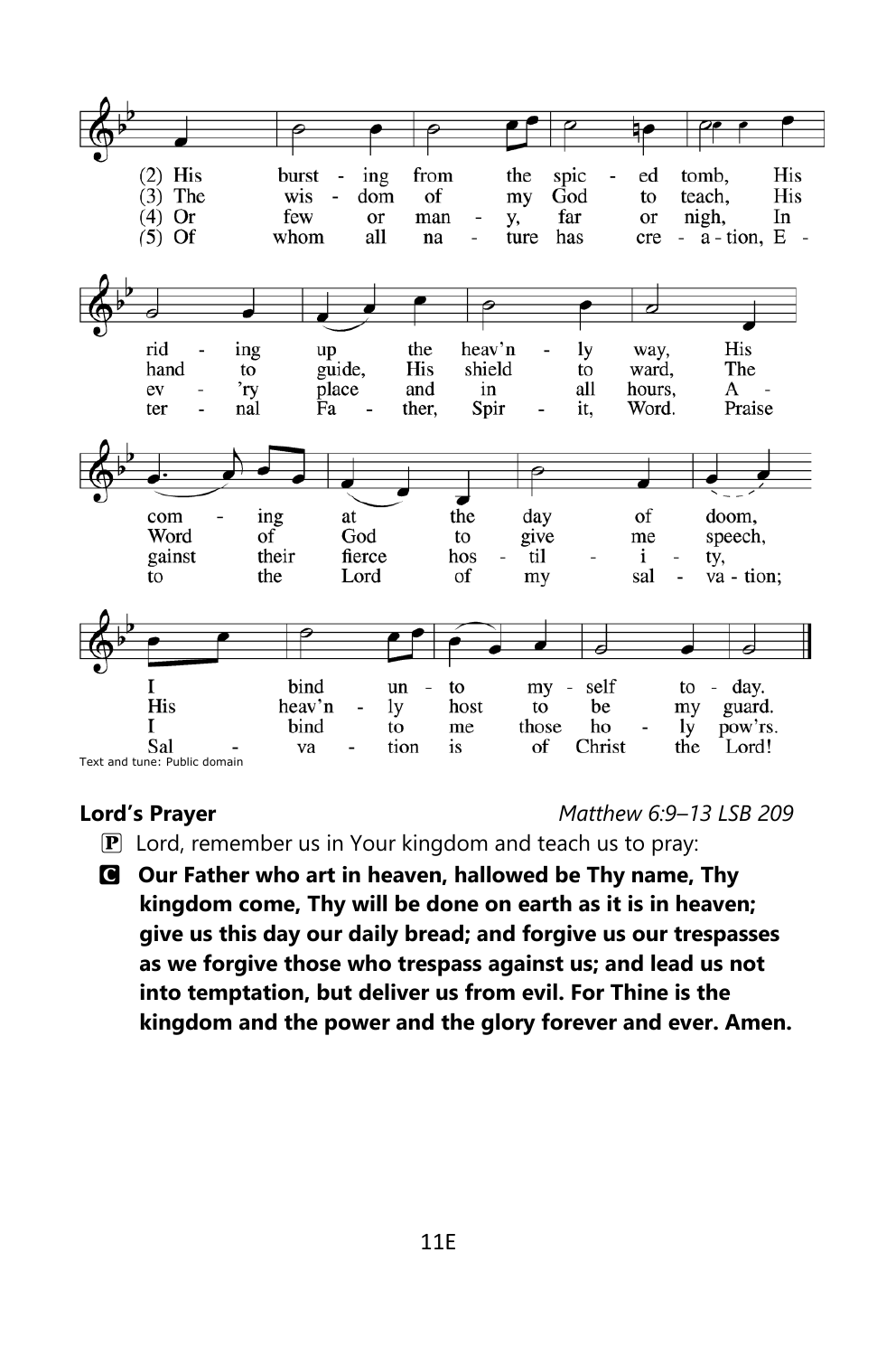(2) His bursting from the spiced tomb,
His riding up the heav'nly way,
His coming at the day of doom,
I bind unto myself today.

(3) The wisdom of my God to teach,
His hand to guide, His shield to ward,
The Word of God to give me speech,
His heav'nly host to be my guard.

(4) Or few or many, far or nigh,
In ev'ry place and in all hours,
Against their fierce hostility,
I bind to me those holy pow'rs.

(5) Of whom all nature has creation,
Eternal Father, Spirit, Word.
Praise to the Lord of my salvation;
Salvation is of Christ the Lord!

Text and tune: Public domain

**Lord's Prayer** *Matthew 6:9–13 LSB 209*

P Lord, remember us in Your kingdom and teach us to pray:

C **Our Father who art in heaven, hallowed be Thy name, Thy kingdom come, Thy will be done on earth as it is in heaven; give us this day our daily bread; and forgive us our trespasses as we forgive those who trespass against us; and lead us not into temptation, but deliver us from evil. For Thine is the kingdom and the power and the glory forever and ever. Amen.**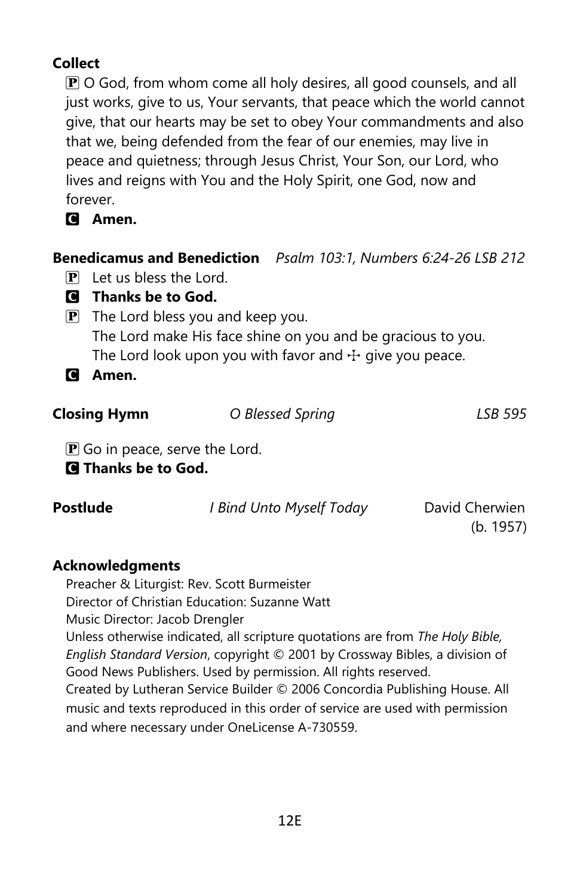**Collect**

P O God, from whom come all holy desires, all good counsels, and all just works, give to us, Your servants, that peace which the world cannot give, that our hearts may be set to obey Your commandments and also that we, being defended from the fear of our enemies, may live in peace and quietness; through Jesus Christ, Your Son, our Lord, who lives and reigns with You and the Holy Spirit, one God, now and forever.

C **Amen.**

**Benedicamus and Benediction** *Psalm 103:1, Numbers 6:24-26 LSB 212*

P Let us bless the Lord.

C **Thanks be to God.**

P The Lord bless you and keep you.
The Lord make His face shine on you and be gracious to you.
The Lord look upon you with favor and ☩ give you peace.

C **Amen.**

**Closing Hymn** *O Blessed Spring* LSB 595

P Go in peace, serve the Lord.

C **Thanks be to God.**

**Postlude** *I Bind Unto Myself Today* David Cherwien (b. 1957)

**Acknowledgments**

Preacher & Liturgist: Rev. Scott Burmeister
Director of Christian Education: Suzanne Watt
Music Director: Jacob Drengler
Unless otherwise indicated, all scripture quotations are from *The Holy Bible, English Standard Version*, copyright © 2001 by Crossway Bibles, a division of Good News Publishers. Used by permission. All rights reserved.
Created by Lutheran Service Builder © 2006 Concordia Publishing House. All music and texts reproduced in this order of service are used with permission and where necessary under OneLicense A-730559.